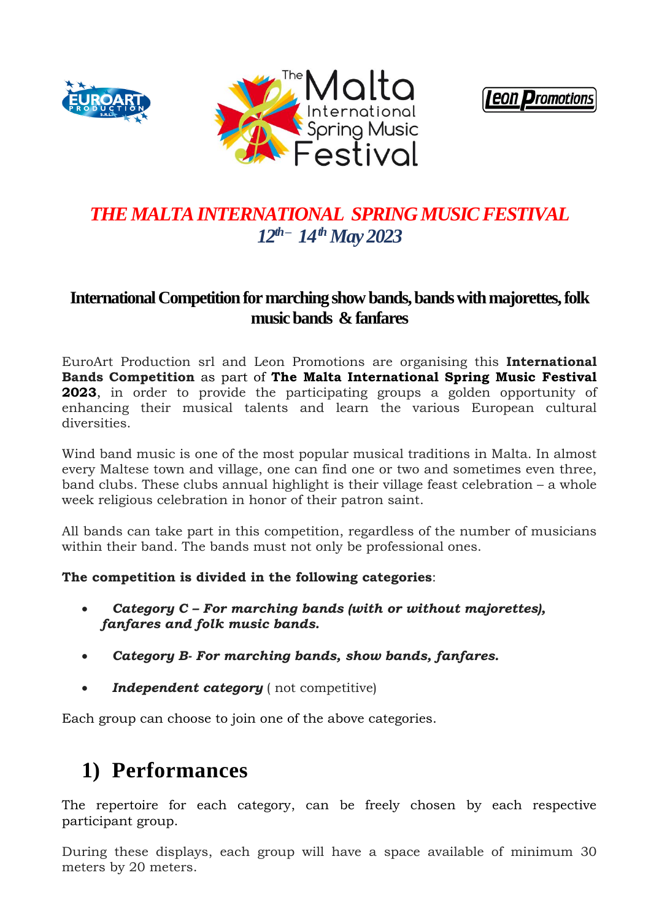# *THE MALTA INTERNATIONAL SPRING MUSIC FESTIVAL*

## *12th – 14th May 2023*

### International Competition for marching show bands, bands with majorettes, folk music bands & fanfares

EuroArt Production srl and Leon Promotions are organising this **International Bands Competition** as part of **The Malta International Spring Music Festival 2023**, in order to provide the participating groups a golden opportunity of enhancing their musical talents and learn the various European cultural diversities.

Wind band music is one of the most popular musical traditions in Malta. In almost every Maltese town and village, one can find one or two and sometimes even three, band clubs. These clubs annual highlight is their village feast celebration – a whole week religious celebration in honor of their patron saint.

All bands can take part in this competition, regardless of the number of musicians within their band. The bands must not only be professional ones.

**The competition is divided in the following categories**:

- ***Category C – For marching bands (with or without majorettes), fanfares and folk music bands.***
- ***Category B- For marching bands, show bands, fanfares.***
- ***Independent category*** ( not competitive)

Each group can choose to join one of the above categories.

## 1) Performances

The repertoire for each category, can be freely chosen by each respective participant group.

During these displays, each group will have a space available of minimum 30 meters by 20 meters.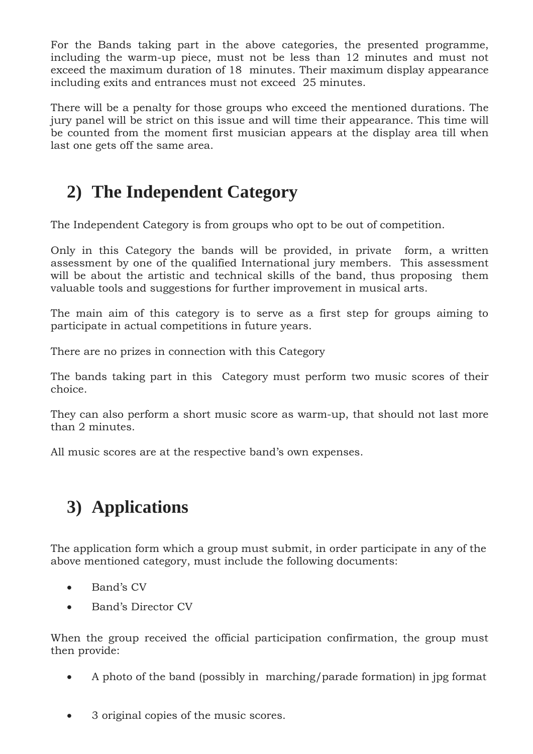For the Bands taking part in the above categories, the presented programme, including the warm-up piece, must not be less than 12 minutes and must not exceed the maximum duration of 18 minutes. Their maximum display appearance including exits and entrances must not exceed 25 minutes.

There will be a penalty for those groups who exceed the mentioned durations. The jury panel will be strict on this issue and will time their appearance. This time will be counted from the moment first musician appears at the display area till when last one gets off the same area.

## 2) The Independent Category

The Independent Category is from groups who opt to be out of competition.

Only in this Category the bands will be provided, in private form, a written assessment by one of the qualified International jury members. This assessment will be about the artistic and technical skills of the band, thus proposing them valuable tools and suggestions for further improvement in musical arts.

The main aim of this category is to serve as a first step for groups aiming to participate in actual competitions in future years.

There are no prizes in connection with this Category

The bands taking part in this Category must perform two music scores of their choice.

They can also perform a short music score as warm-up, that should not last more than 2 minutes.

All music scores are at the respective band's own expenses.

## 3) Applications

The application form which a group must submit, in order participate in any of the above mentioned category, must include the following documents:

- Band's CV
- Band's Director CV

When the group received the official participation confirmation, the group must then provide:

- A photo of the band (possibly in marching/parade formation) in jpg format
- 3 original copies of the music scores.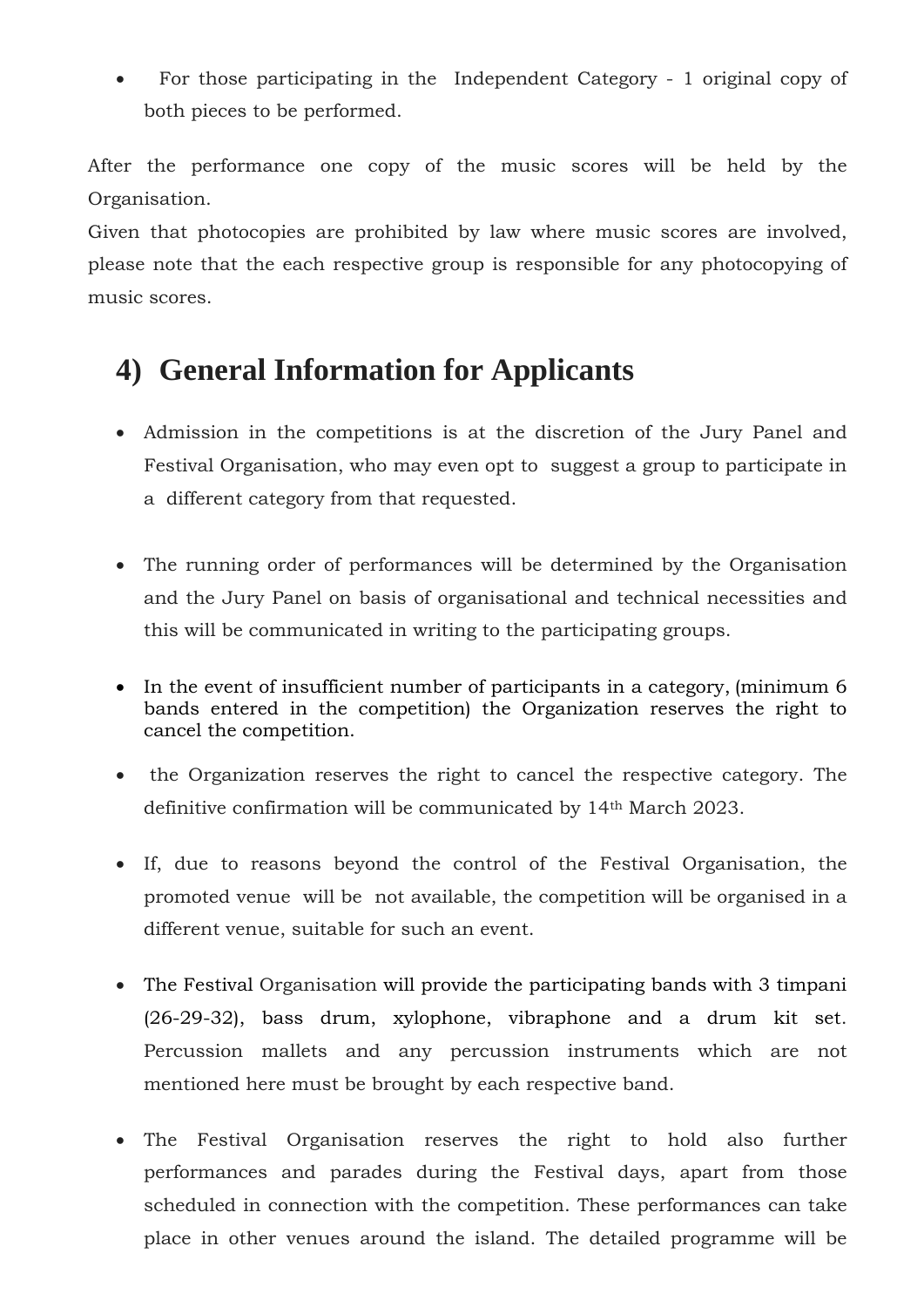- For those participating in the Independent Category - 1 original copy of both pieces to be performed.

After the performance one copy of the music scores will be held by the Organisation.
Given that photocopies are prohibited by law where music scores are involved, please note that the each respective group is responsible for any photocopying of music scores.

## 4) General Information for Applicants

- Admission in the competitions is at the discretion of the Jury Panel and Festival Organisation, who may even opt to suggest a group to participate in a different category from that requested.

- The running order of performances will be determined by the Organisation and the Jury Panel on basis of organisational and technical necessities and this will be communicated in writing to the participating groups.

- In the event of insufficient number of participants in a category, (minimum 6 bands entered in the competition) the Organization reserves the right to cancel the competition.

- the Organization reserves the right to cancel the respective category. The definitive confirmation will be communicated by 14th March 2023.

- If, due to reasons beyond the control of the Festival Organisation, the promoted venue will be not available, the competition will be organised in a different venue, suitable for such an event.

- The Festival Organisation will provide the participating bands with 3 timpani (26-29-32), bass drum, xylophone, vibraphone and a drum kit set. Percussion mallets and any percussion instruments which are not mentioned here must be brought by each respective band.

- The Festival Organisation reserves the right to hold also further performances and parades during the Festival days, apart from those scheduled in connection with the competition. These performances can take place in other venues around the island. The detailed programme will be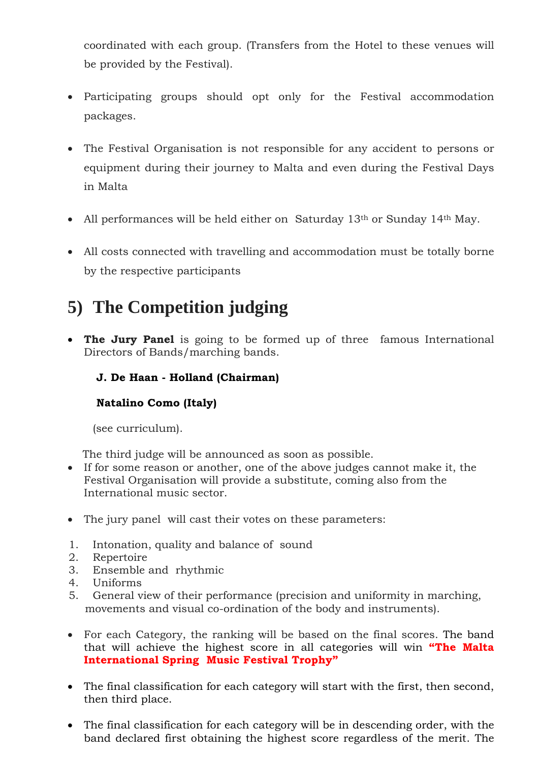coordinated with each group. (Transfers from the Hotel to these venues will be provided by the Festival).

- Participating groups should opt only for the Festival accommodation packages.

- The Festival Organisation is not responsible for any accident to persons or equipment during their journey to Malta and even during the Festival Days in Malta

- All performances will be held either on Saturday 13th or Sunday 14th May.

- All costs connected with travelling and accommodation must be totally borne by the respective participants

## 5) The Competition judging

- **The Jury Panel** is going to be formed up of three famous International Directors of Bands/marching bands.

  **J. De Haan - Holland (Chairman)**

  **Natalino Como (Italy)**

  (see curriculum).

  The third judge will be announced as soon as possible.
- If for some reason or another, one of the above judges cannot make it, the Festival Organisation will provide a substitute, coming also from the International music sector.

- The jury panel will cast their votes on these parameters:

1. Intonation, quality and balance of sound
2. Repertoire
3. Ensemble and rhythmic
4. Uniforms
5. General view of their performance (precision and uniformity in marching, movements and visual co-ordination of the body and instruments).

- For each Category, the ranking will be based on the final scores. The band that will achieve the highest score in all categories will win **"The Malta International Spring Music Festival Trophy"**

- The final classification for each category will start with the first, then second, then third place.

- The final classification for each category will be in descending order, with the band declared first obtaining the highest score regardless of the merit. The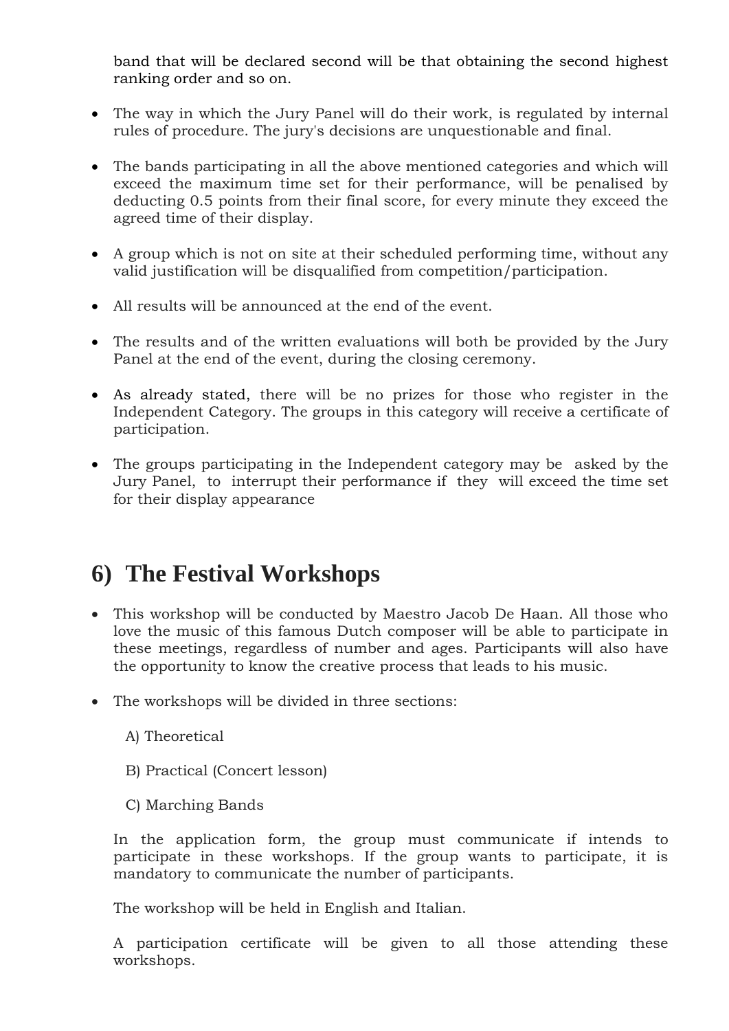band that will be declared second will be that obtaining the second highest ranking order and so on.

- The way in which the Jury Panel will do their work, is regulated by internal rules of procedure. The jury's decisions are unquestionable and final.

- The bands participating in all the above mentioned categories and which will exceed the maximum time set for their performance, will be penalised by deducting 0.5 points from their final score, for every minute they exceed the agreed time of their display.

- A group which is not on site at their scheduled performing time, without any valid justification will be disqualified from competition/participation.

- All results will be announced at the end of the event.

- The results and of the written evaluations will both be provided by the Jury Panel at the end of the event, during the closing ceremony.

- As already stated, there will be no prizes for those who register in the Independent Category. The groups in this category will receive a certificate of participation.

- The groups participating in the Independent category may be asked by the Jury Panel, to interrupt their performance if they will exceed the time set for their display appearance

## 6) The Festival Workshops

- This workshop will be conducted by Maestro Jacob De Haan. All those who love the music of this famous Dutch composer will be able to participate in these meetings, regardless of number and ages. Participants will also have the opportunity to know the creative process that leads to his music.

- The workshops will be divided in three sections:

  A) Theoretical

  B) Practical (Concert lesson)

  C) Marching Bands

  In the application form, the group must communicate if intends to participate in these workshops. If the group wants to participate, it is mandatory to communicate the number of participants.

  The workshop will be held in English and Italian.

  A participation certificate will be given to all those attending these workshops.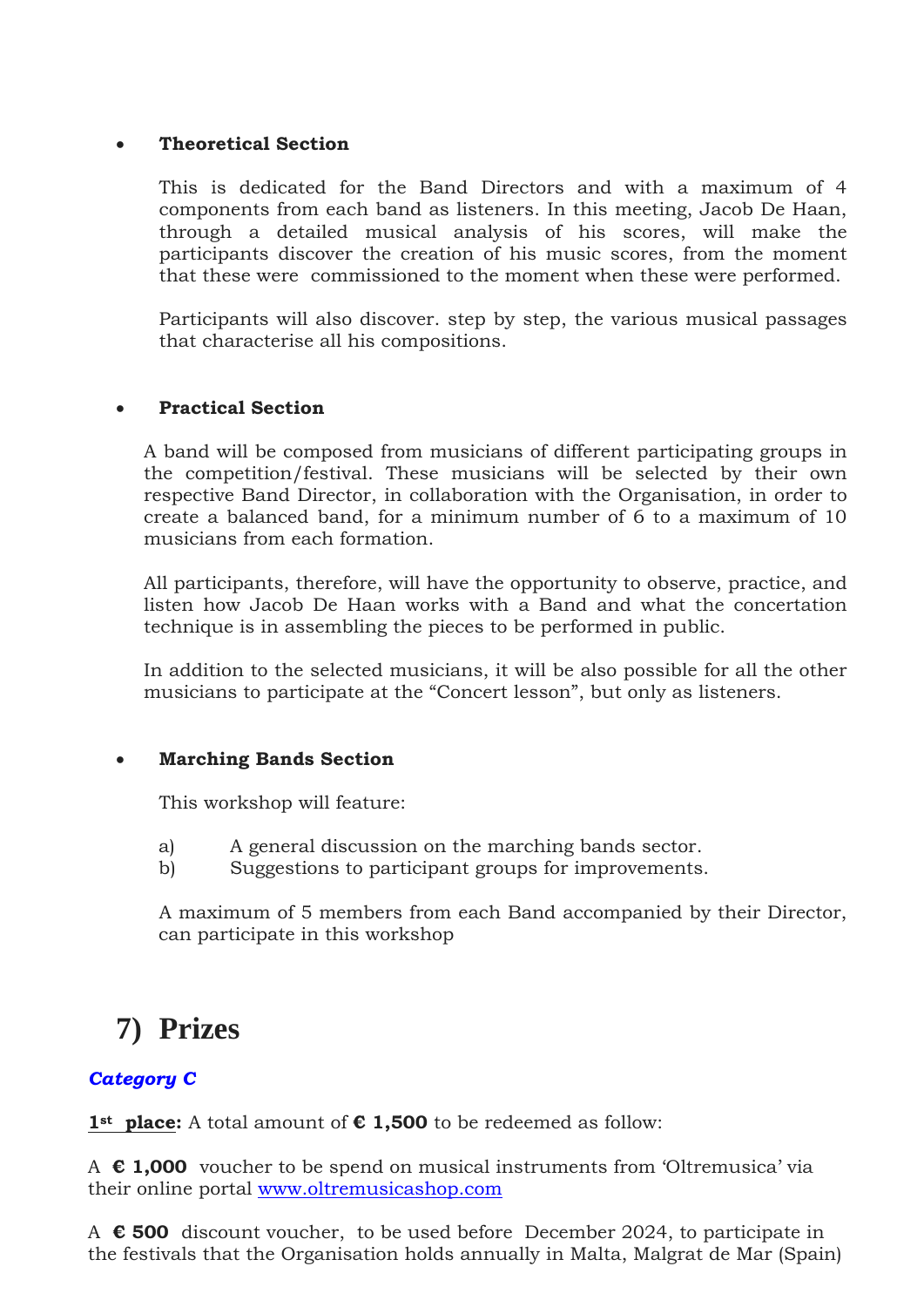- **Theoretical Section**

  This is dedicated for the Band Directors and with a maximum of 4 components from each band as listeners. In this meeting, Jacob De Haan, through a detailed musical analysis of his scores, will make the participants discover the creation of his music scores, from the moment that these were commissioned to the moment when these were performed.

  Participants will also discover. step by step, the various musical passages that characterise all his compositions.

- **Practical Section**

  A band will be composed from musicians of different participating groups in the competition/festival. These musicians will be selected by their own respective Band Director, in collaboration with the Organisation, in order to create a balanced band, for a minimum number of 6 to a maximum of 10 musicians from each formation.

  All participants, therefore, will have the opportunity to observe, practice, and listen how Jacob De Haan works with a Band and what the concertation technique is in assembling the pieces to be performed in public.

  In addition to the selected musicians, it will be also possible for all the other musicians to participate at the “Concert lesson”, but only as listeners.

- **Marching Bands Section**

  This workshop will feature:

  a) A general discussion on the marching bands sector.
  b) Suggestions to participant groups for improvements.

  A maximum of 5 members from each Band accompanied by their Director, can participate in this workshop

## 7) Prizes

***Category C***

**1st place:** A total amount of **€ 1,500** to be redeemed as follow:

A **€ 1,000** voucher to be spend on musical instruments from ‘Oltremusica’ via their online portal [www.oltremusicashop.com](http://www.oltremusicashop.com)

A **€ 500** discount voucher, to be used before December 2024, to participate in the festivals that the Organisation holds annually in Malta, Malgrat de Mar (Spain)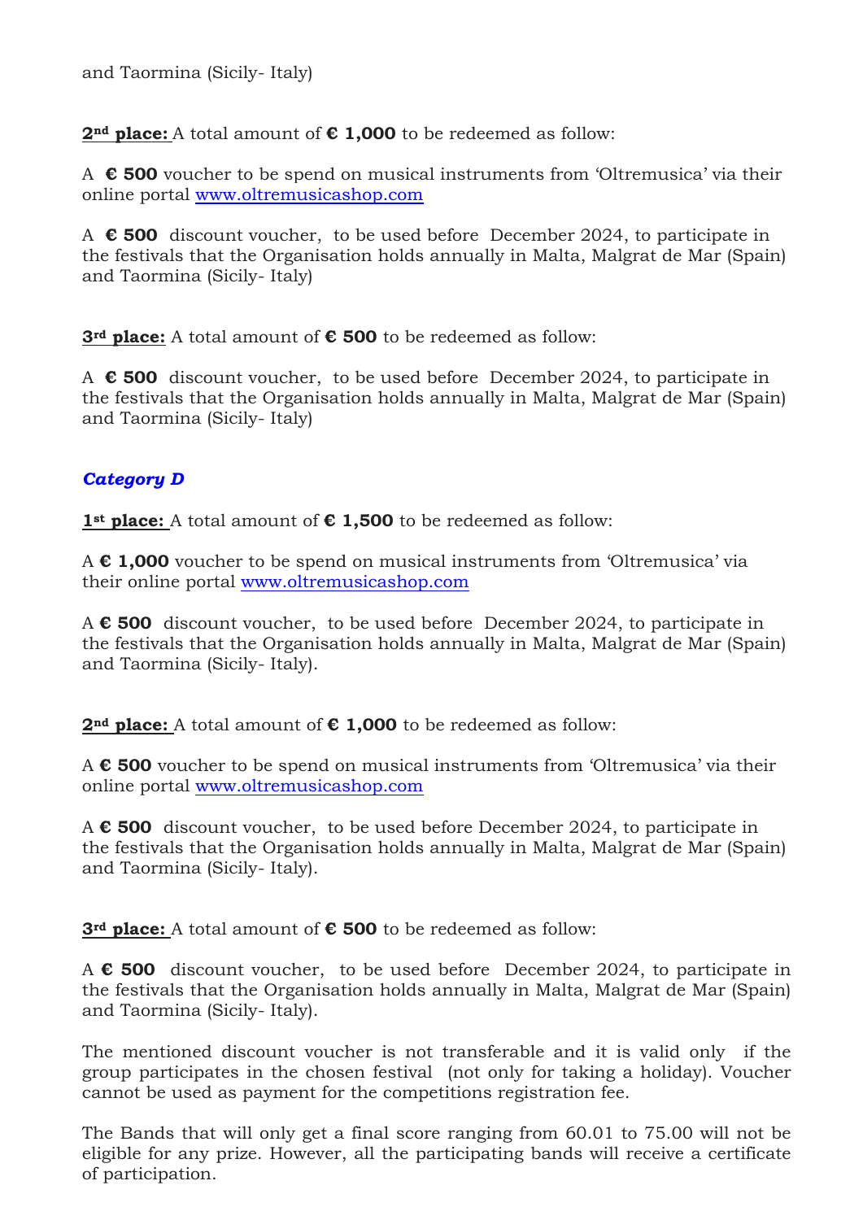and Taormina (Sicily- Italy)

**<u>2nd place:</u>** A total amount of **€ 1,000** to be redeemed as follow:

A **€ 500** voucher to be spend on musical instruments from 'Oltremusica' via their online portal [www.oltremusicashop.com](http://www.oltremusicashop.com)

A **€ 500** discount voucher, to be used before December 2024, to participate in the festivals that the Organisation holds annually in Malta, Malgrat de Mar (Spain) and Taormina (Sicily- Italy)

**<u>3rd place:</u>** A total amount of **€ 500** to be redeemed as follow:

A **€ 500** discount voucher, to be used before December 2024, to participate in the festivals that the Organisation holds annually in Malta, Malgrat de Mar (Spain) and Taormina (Sicily- Italy)

***Category D***

**<u>1st place:</u>** A total amount of **€ 1,500** to be redeemed as follow:

A **€ 1,000** voucher to be spend on musical instruments from 'Oltremusica' via their online portal [www.oltremusicashop.com](http://www.oltremusicashop.com)

A **€ 500** discount voucher, to be used before December 2024, to participate in the festivals that the Organisation holds annually in Malta, Malgrat de Mar (Spain) and Taormina (Sicily- Italy).

**<u>2nd place:</u>** A total amount of **€ 1,000** to be redeemed as follow:

A **€ 500** voucher to be spend on musical instruments from 'Oltremusica' via their online portal [www.oltremusicashop.com](http://www.oltremusicashop.com)

A **€ 500** discount voucher, to be used before December 2024, to participate in the festivals that the Organisation holds annually in Malta, Malgrat de Mar (Spain) and Taormina (Sicily- Italy).

**<u>3rd place:</u>** A total amount of **€ 500** to be redeemed as follow:

A **€ 500** discount voucher, to be used before December 2024, to participate in the festivals that the Organisation holds annually in Malta, Malgrat de Mar (Spain) and Taormina (Sicily- Italy).

The mentioned discount voucher is not transferable and it is valid only if the group participates in the chosen festival (not only for taking a holiday). Voucher cannot be used as payment for the competitions registration fee.

The Bands that will only get a final score ranging from 60.01 to 75.00 will not be eligible for any prize. However, all the participating bands will receive a certificate of participation.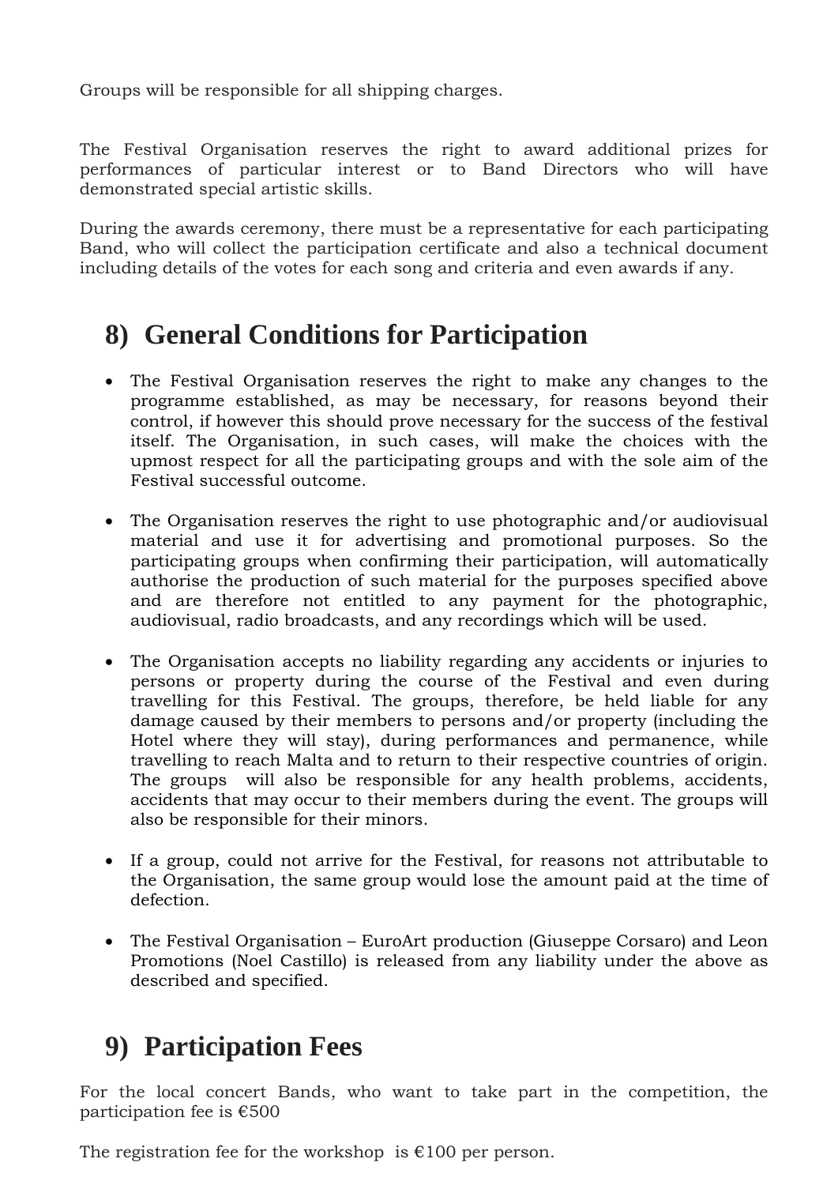Groups will be responsible for all shipping charges.

The Festival Organisation reserves the right to award additional prizes for performances of particular interest or to Band Directors who will have demonstrated special artistic skills.

During the awards ceremony, there must be a representative for each participating Band, who will collect the participation certificate and also a technical document including details of the votes for each song and criteria and even awards if any.

## 8) General Conditions for Participation

- The Festival Organisation reserves the right to make any changes to the programme established, as may be necessary, for reasons beyond their control, if however this should prove necessary for the success of the festival itself. The Organisation, in such cases, will make the choices with the upmost respect for all the participating groups and with the sole aim of the Festival successful outcome.

- The Organisation reserves the right to use photographic and/or audiovisual material and use it for advertising and promotional purposes. So the participating groups when confirming their participation, will automatically authorise the production of such material for the purposes specified above and are therefore not entitled to any payment for the photographic, audiovisual, radio broadcasts, and any recordings which will be used.

- The Organisation accepts no liability regarding any accidents or injuries to persons or property during the course of the Festival and even during travelling for this Festival. The groups, therefore, be held liable for any damage caused by their members to persons and/or property (including the Hotel where they will stay), during performances and permanence, while travelling to reach Malta and to return to their respective countries of origin. The groups will also be responsible for any health problems, accidents, accidents that may occur to their members during the event. The groups will also be responsible for their minors.

- If a group, could not arrive for the Festival, for reasons not attributable to the Organisation, the same group would lose the amount paid at the time of defection.

- The Festival Organisation – EuroArt production (Giuseppe Corsaro) and Leon Promotions (Noel Castillo) is released from any liability under the above as described and specified.

## 9) Participation Fees

For the local concert Bands, who want to take part in the competition, the participation fee is €500

The registration fee for the workshop is €100 per person.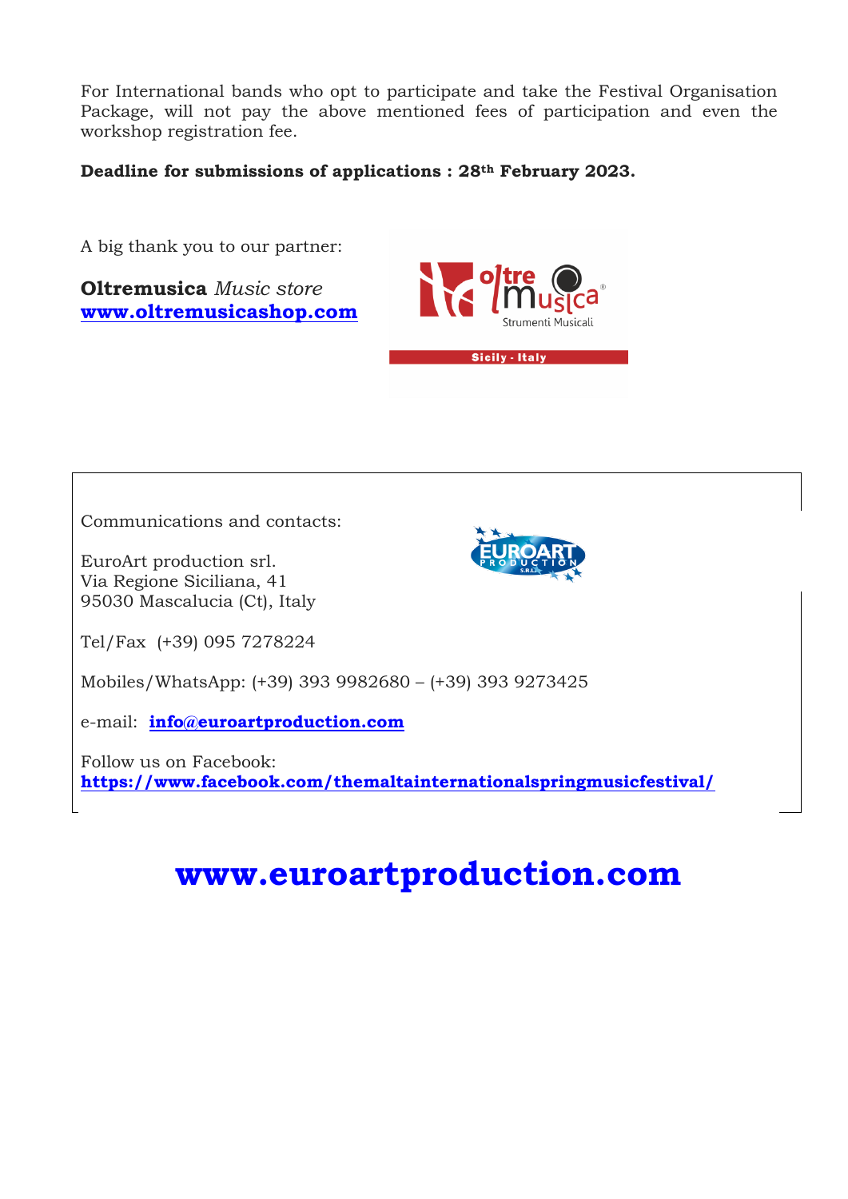For International bands who opt to participate and take the Festival Organisation Package, will not pay the above mentioned fees of participation and even the workshop registration fee.

**Deadline for submissions of applications : 28th February 2023.**

A big thank you to our partner:

**Oltremusica** *Music store*
**www.oltremusicashop.com**

Communications and contacts:

EuroArt production srl.
Via Regione Siciliana, 41
95030 Mascalucia (Ct), Italy

Tel/Fax (+39) 095 7278224

Mobiles/WhatsApp: (+39) 393 9982680 – (+39) 393 9273425

e-mail: **info@euroartproduction.com**

Follow us on Facebook:
**https://www.facebook.com/themaltainternationalspringmusicfestival/**

# www.euroartproduction.com